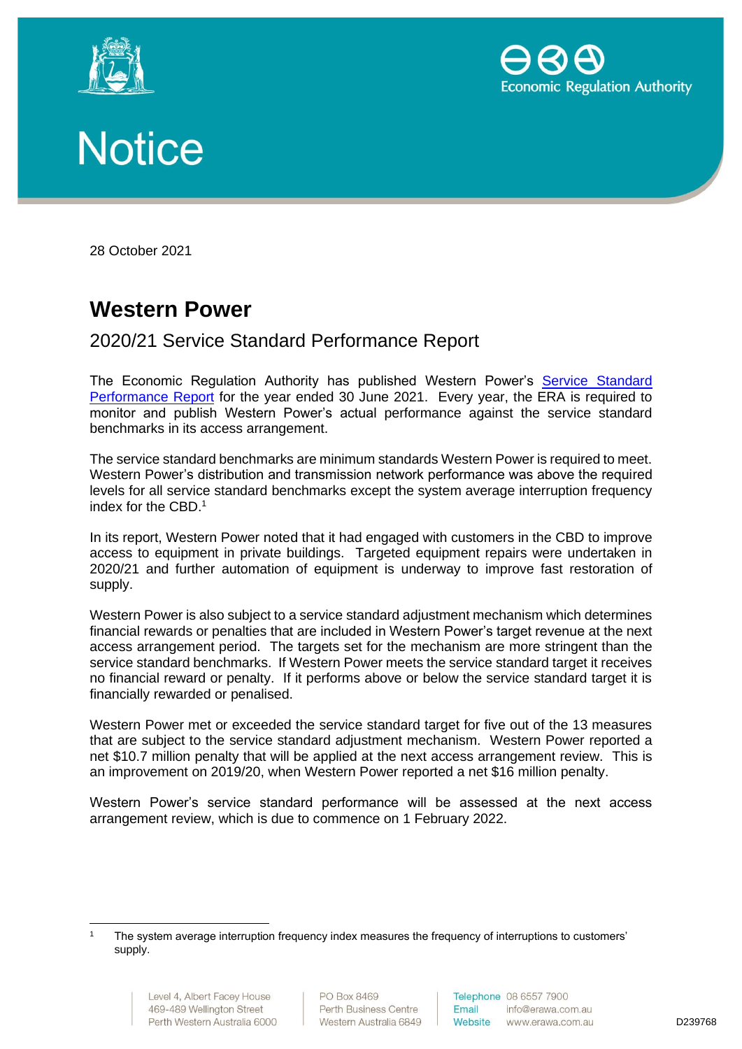# Notice

28 October 2021

## Western Power

### 2020/21 Service Standard Performance Report

The Economic Regulation Authority has published Western Power's Service Standard Performance Report for the year ended 30 June 2021. Every year, the ERA is required to monitor and publish Western Power's actual performance against the service standard benchmarks in its access arrangement.

The service standard benchmarks are minimum standards Western Power is required to meet. Western Power's distribution and transmission network performance was above the required levels for all service standard benchmarks except the system average interruption frequency index for the CBD.[1]

In its report, Western Power noted that it had engaged with customers in the CBD to improve access to equipment in private buildings. Targeted equipment repairs were undertaken in 2020/21 and further automation of equipment is underway to improve fast restoration of supply.

Western Power is also subject to a service standard adjustment mechanism which determines financial rewards or penalties that are included in Western Power's target revenue at the next access arrangement period. The targets set for the mechanism are more stringent than the service standard benchmarks. If Western Power meets the service standard target it receives no financial reward or penalty. If it performs above or below the service standard target it is financially rewarded or penalised.

Western Power met or exceeded the service standard target for five out of the 13 measures that are subject to the service standard adjustment mechanism. Western Power reported a net $10.7 million penalty that will be applied at the next access arrangement review. This is an improvement on 2019/20, when Western Power reported a net $16 million penalty.

Western Power's service standard performance will be assessed at the next access arrangement review, which is due to commence on 1 February 2022.

---

[1] The system average interruption frequency index measures the frequency of interruptions to customers' supply.

Level 4, Albert Facey House
469-489 Wellington Street
Perth Western Australia 6000

PO Box 8469
Perth Business Centre
Western Australia 6849

Telephone 08 6557 7900
Email info@erawa.com.au
Website www.erawa.com.au

D239768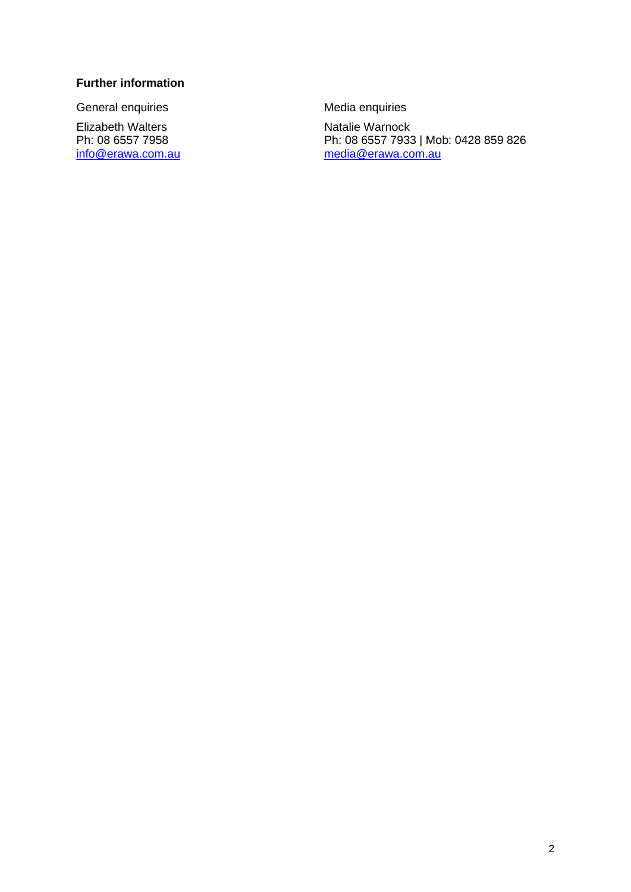**Further information**

General enquiries

Elizabeth Walters
Ph: 08 6557 7958
info@erawa.com.au

Media enquiries

Natalie Warnock
Ph: 08 6557 7933 | Mob: 0428 859 826
media@erawa.com.au